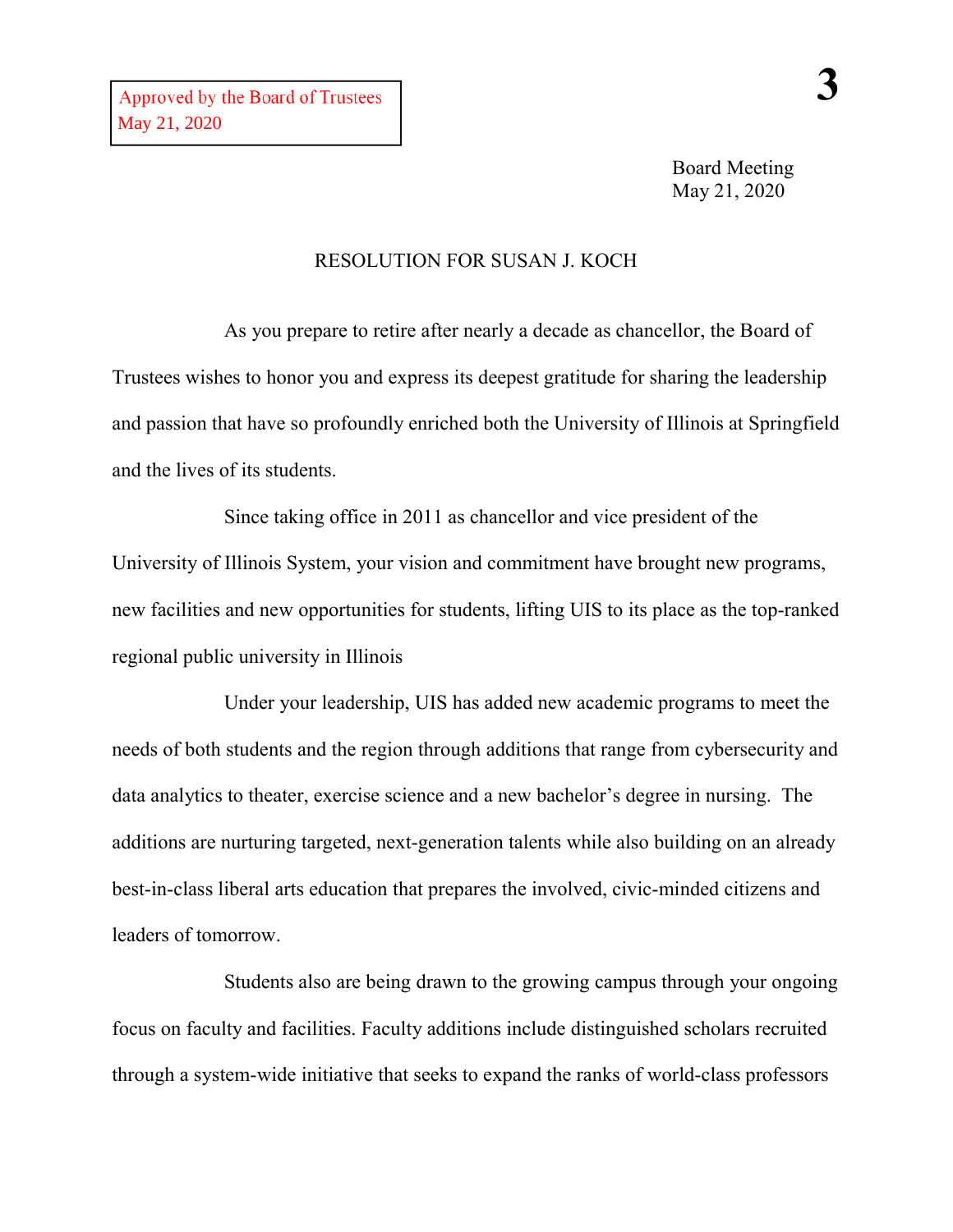Approved by the Board of Trustees
May 21, 2020

Board Meeting
May 21, 2020

# RESOLUTION FOR SUSAN J. KOCH

As you prepare to retire after nearly a decade as chancellor, the Board of Trustees wishes to honor you and express its deepest gratitude for sharing the leadership and passion that have so profoundly enriched both the University of Illinois at Springfield and the lives of its students.

Since taking office in 2011 as chancellor and vice president of the University of Illinois System, your vision and commitment have brought new programs, new facilities and new opportunities for students, lifting UIS to its place as the top-ranked regional public university in Illinois

Under your leadership, UIS has added new academic programs to meet the needs of both students and the region through additions that range from cybersecurity and data analytics to theater, exercise science and a new bachelor's degree in nursing. The additions are nurturing targeted, next-generation talents while also building on an already best-in-class liberal arts education that prepares the involved, civic-minded citizens and leaders of tomorrow.

Students also are being drawn to the growing campus through your ongoing focus on faculty and facilities. Faculty additions include distinguished scholars recruited through a system-wide initiative that seeks to expand the ranks of world-class professors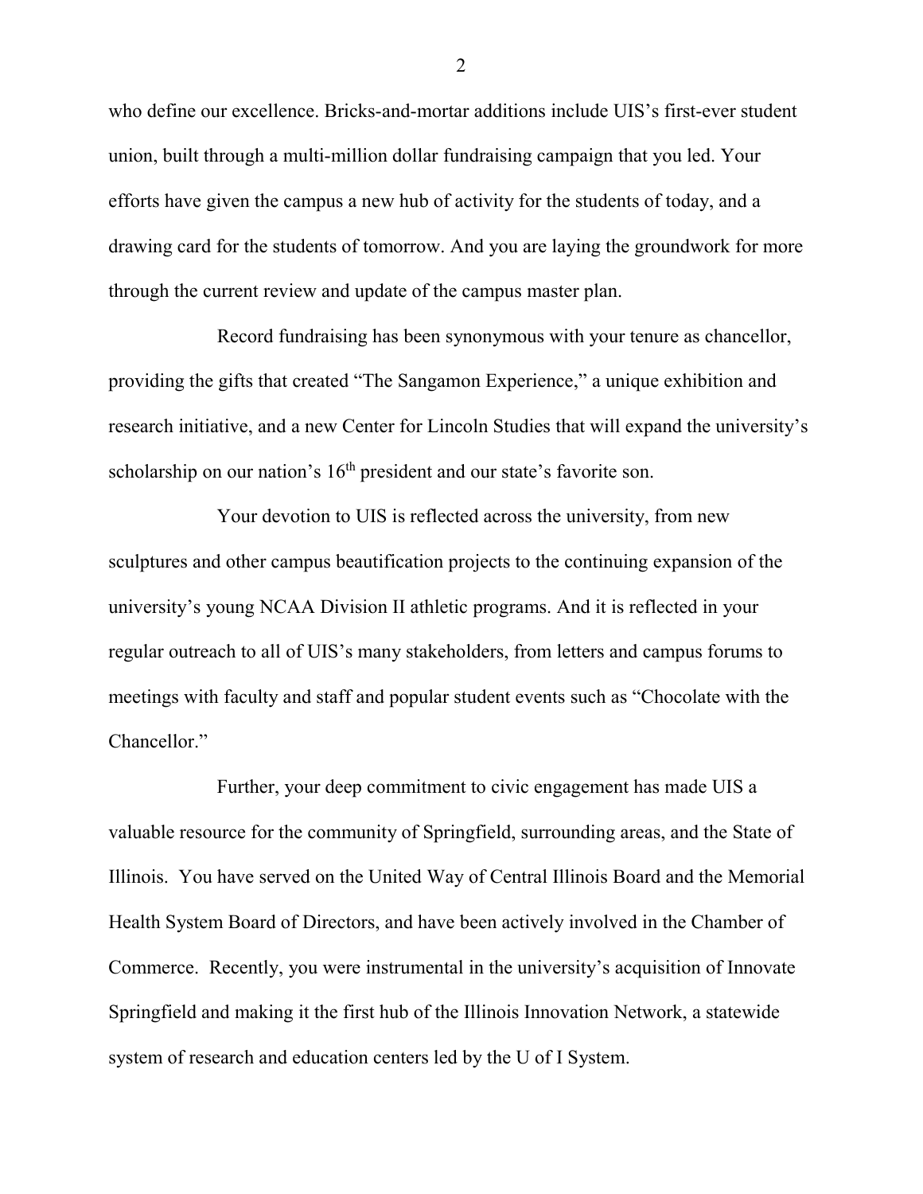who define our excellence. Bricks-and-mortar additions include UIS's first-ever student union, built through a multi-million dollar fundraising campaign that you led. Your efforts have given the campus a new hub of activity for the students of today, and a drawing card for the students of tomorrow. And you are laying the groundwork for more through the current review and update of the campus master plan.

Record fundraising has been synonymous with your tenure as chancellor, providing the gifts that created "The Sangamon Experience," a unique exhibition and research initiative, and a new Center for Lincoln Studies that will expand the university's scholarship on our nation's 16th president and our state's favorite son.

Your devotion to UIS is reflected across the university, from new sculptures and other campus beautification projects to the continuing expansion of the university's young NCAA Division II athletic programs. And it is reflected in your regular outreach to all of UIS's many stakeholders, from letters and campus forums to meetings with faculty and staff and popular student events such as "Chocolate with the Chancellor."

Further, your deep commitment to civic engagement has made UIS a valuable resource for the community of Springfield, surrounding areas, and the State of Illinois. You have served on the United Way of Central Illinois Board and the Memorial Health System Board of Directors, and have been actively involved in the Chamber of Commerce. Recently, you were instrumental in the university's acquisition of Innovate Springfield and making it the first hub of the Illinois Innovation Network, a statewide system of research and education centers led by the U of I System.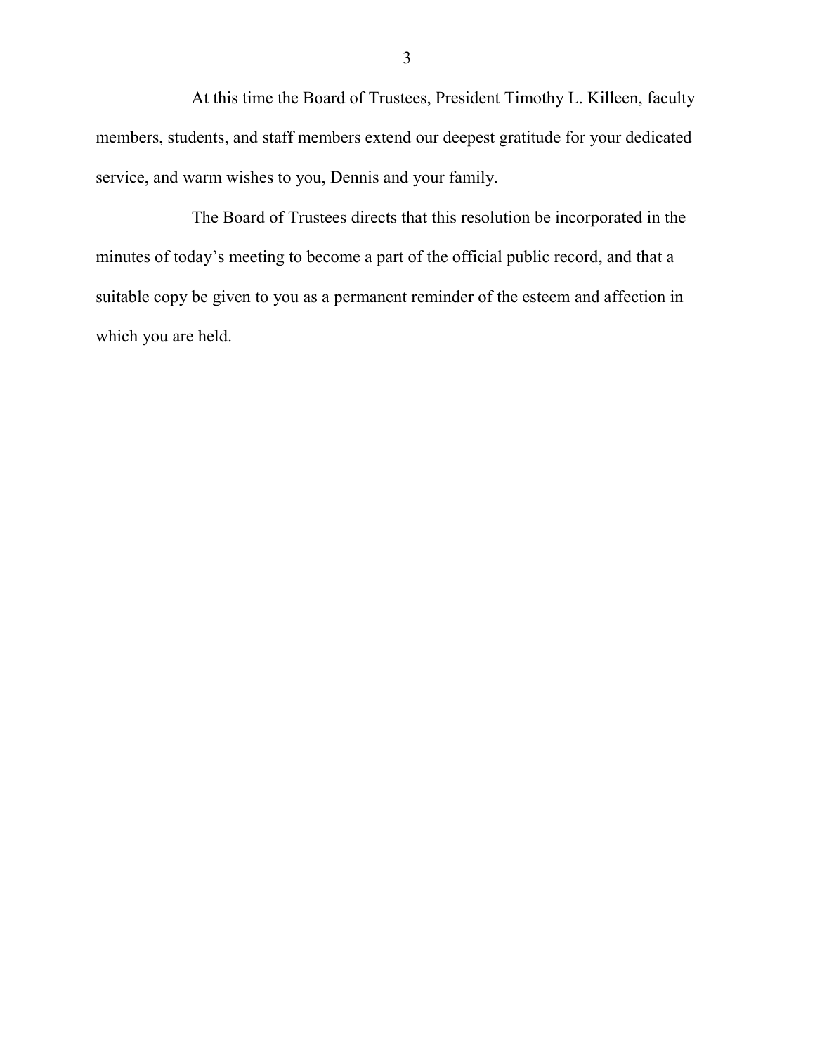At this time the Board of Trustees, President Timothy L. Killeen, faculty members, students, and staff members extend our deepest gratitude for your dedicated service, and warm wishes to you, Dennis and your family.

The Board of Trustees directs that this resolution be incorporated in the minutes of today's meeting to become a part of the official public record, and that a suitable copy be given to you as a permanent reminder of the esteem and affection in which you are held.